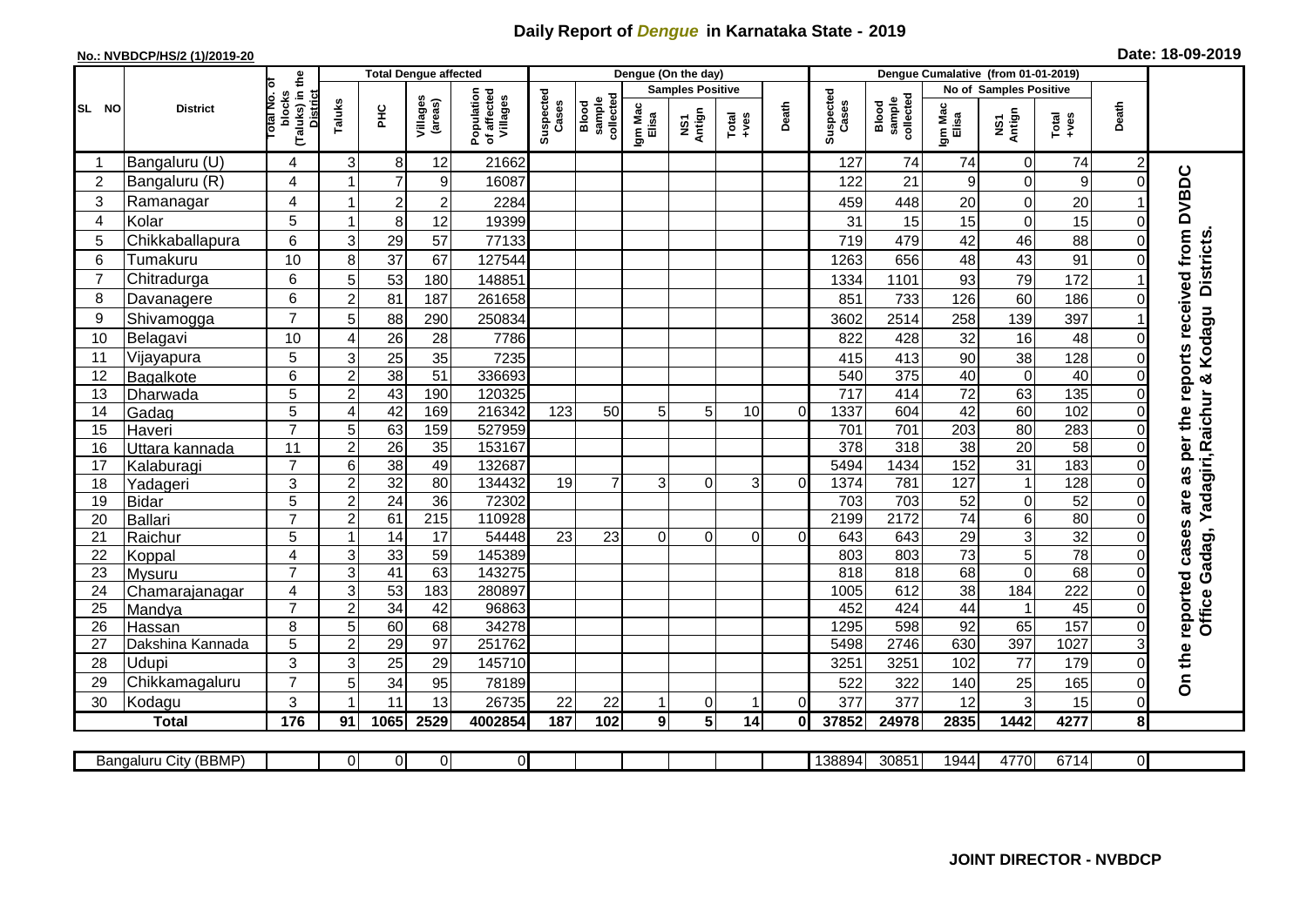# Daily Report of *Dengue* in Karnataka State - 2019

**No.: NVBDCP/HS/2 (1)/2019-20**

**Date: 18-09-2019**

| SL NO | District | Total No. of blocks (Taluks) in the District | Total Dengue affected | | | | Dengue (On the day) | | | | | | Dengue Cumalative (from 01-01-2019) | | | | | | |
|---|---|---|---|---|---|---|---|---|---|---|---|---|---|---|---|---|---|---|---|
| | | | Taluks | PHC | Villages (areas) | Population of affected Villages | Suspected Cases | Blood sample collected | Samples Positive | | | Death | Suspected Cases | Blood sample collected | No of Samples Positive | | | Death | |
| | | | | | | | | | Igm Mac Elisa | NS1 Antign | Total +ves | | | | Igm Mac Elisa | NS1 Antign | Total +ves | | |
| 1 | Bangaluru (U) | 4 | 3 | 8 | 12 | 21662 | | | | | | | 127 | 74 | 74 | 0 | 74 | 2 | On the reported cases are as per the reports received from DVBDC Office Gadag, Yadagiri,Raichur & Kodagu Districts. |
| 2 | Bangaluru (R) | 4 | 1 | 7 | 9 | 16087 | | | | | | | 122 | 21 | 9 | 0 | 9 | 0 | |
| 3 | Ramanagar | 4 | 1 | 2 | 2 | 2284 | | | | | | | 459 | 448 | 20 | 0 | 20 | 1 | |
| 4 | Kolar | 5 | 1 | 8 | 12 | 19399 | | | | | | | 31 | 15 | 15 | 0 | 15 | 0 | |
| 5 | Chikkaballapura | 6 | 3 | 29 | 57 | 77133 | | | | | | | 719 | 479 | 42 | 46 | 88 | 0 | |
| 6 | Tumakuru | 10 | 8 | 37 | 67 | 127544 | | | | | | | 1263 | 656 | 48 | 43 | 91 | 0 | |
| 7 | Chitradurga | 6 | 5 | 53 | 180 | 148851 | | | | | | | 1334 | 1101 | 93 | 79 | 172 | 1 | |
| 8 | Davanagere | 6 | 2 | 81 | 187 | 261658 | | | | | | | 851 | 733 | 126 | 60 | 186 | 0 | |
| 9 | Shivamogga | 7 | 5 | 88 | 290 | 250834 | | | | | | | 3602 | 2514 | 258 | 139 | 397 | 1 | |
| 10 | Belagavi | 10 | 4 | 26 | 28 | 7786 | | | | | | | 822 | 428 | 32 | 16 | 48 | 0 | |
| 11 | Vijayapura | 5 | 3 | 25 | 35 | 7235 | | | | | | | 415 | 413 | 90 | 38 | 128 | 0 | |
| 12 | Bagalkote | 6 | 2 | 38 | 51 | 336693 | | | | | | | 540 | 375 | 40 | 0 | 40 | 0 | |
| 13 | Dharwada | 5 | 2 | 43 | 190 | 120325 | | | | | | | 717 | 414 | 72 | 63 | 135 | 0 | |
| 14 | Gadag | 5 | 4 | 42 | 169 | 216342 | 123 | 50 | 5 | 5 | 10 | 0 | 1337 | 604 | 42 | 60 | 102 | 0 | |
| 15 | Haveri | 7 | 5 | 63 | 159 | 527959 | | | | | | | 701 | 701 | 203 | 80 | 283 | 0 | |
| 16 | Uttara kannada | 11 | 2 | 26 | 35 | 153167 | | | | | | | 378 | 318 | 38 | 20 | 58 | 0 | |
| 17 | Kalaburagi | 7 | 6 | 38 | 49 | 132687 | | | | | | | 5494 | 1434 | 152 | 31 | 183 | 0 | |
| 18 | Yadageri | 3 | 2 | 32 | 80 | 134432 | 19 | 7 | 3 | 0 | 3 | 0 | 1374 | 781 | 127 | 1 | 128 | 0 | |
| 19 | Bidar | 5 | 2 | 24 | 36 | 72302 | | | | | | | 703 | 703 | 52 | 0 | 52 | 0 | |
| 20 | Ballari | 7 | 2 | 61 | 215 | 110928 | | | | | | | 2199 | 2172 | 74 | 6 | 80 | 0 | |
| 21 | Raichur | 5 | 1 | 14 | 17 | 54448 | 23 | 23 | 0 | 0 | 0 | 0 | 643 | 643 | 29 | 3 | 32 | 0 | |
| 22 | Koppal | 4 | 3 | 33 | 59 | 145389 | | | | | | | 803 | 803 | 73 | 5 | 78 | 0 | |
| 23 | Mysuru | 7 | 3 | 41 | 63 | 143275 | | | | | | | 818 | 818 | 68 | 0 | 68 | 0 | |
| 24 | Chamarajanagar | 4 | 3 | 53 | 183 | 280897 | | | | | | | 1005 | 612 | 38 | 184 | 222 | 0 | |
| 25 | Mandya | 7 | 2 | 34 | 42 | 96863 | | | | | | | 452 | 424 | 44 | 1 | 45 | 0 | |
| 26 | Hassan | 8 | 5 | 60 | 68 | 34278 | | | | | | | 1295 | 598 | 92 | 65 | 157 | 0 | |
| 27 | Dakshina Kannada | 5 | 2 | 29 | 97 | 251762 | | | | | | | 5498 | 2746 | 630 | 397 | 1027 | 3 | |
| 28 | Udupi | 3 | 3 | 25 | 29 | 145710 | | | | | | | 3251 | 3251 | 102 | 77 | 179 | 0 | |
| 29 | Chikkamagaluru | 7 | 5 | 34 | 95 | 78189 | | | | | | | 522 | 322 | 140 | 25 | 165 | 0 | |
| 30 | Kodagu | 3 | 1 | 11 | 13 | 26735 | 22 | 22 | 1 | 0 | 1 | 0 | 377 | 377 | 12 | 3 | 15 | 0 | |
| | **Total** | **176** | **91** | **1065** | **2529** | **4002854** | **187** | **102** | **9** | **5** | **14** | **0** | **37852** | **24978** | **2835** | **1442** | **4277** | **8** | |

| Bangaluru City (BBMP) | | 0 | 0 | 0 | 0 | | | | | | | 138894 | 30851 | 1944 | 4770 | 6714 | 0 | |
|---|---|---|---|---|---|---|---|---|---|---|---|---|---|---|---|---|---|---|

**JOINT DIRECTOR - NVBDCP**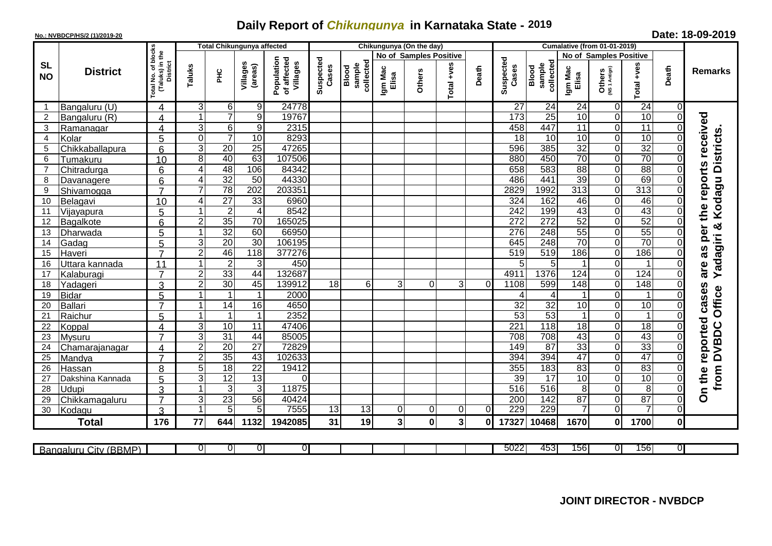# Daily Report of *Chikungunya* in Karnataka State - 2019

**No.: NVBDCP/HS/2 (1)/2019-20**

**Date: 18-09-2019**

| SL NO | District | Total No. of blocks (Taluks) in the District | Total Chikungunya affected | | | | Chikungunya (On the day) | | | | | | | Cumalative (from 01-01-2019) | | | | | | | Remarks |
|---|---|---|---|---|---|---|---|---|---|---|---|---|---|---|---|---|---|---|---|---|---|
| | | | | | | | | | No of Samples Positive | | | | | | | No of Samples Positive | | | | | |
| | | | Taluks | PHC | Villages (areas) | Population of affected Villages | Suspected Cases | Blood sample collected | Igm Mac Elisa | Others | Total +ves | Death | Suspected Cases | Blood sample collected | Igm Mac Elisa | Others (NS 1 Antign) | Total +ves | Death | |
| 1 | Bangaluru (U) | 4 | 3 | 6 | 9 | 24778 | | | | | | | 27 | 24 | 24 | 0 | 24 | 0 | On the reported cases are as per the reports received from DVBDC Office Yadagiri & Kodagu Districts. |
| 2 | Bangaluru (R) | 4 | 1 | 7 | 9 | 19767 | | | | | | | 173 | 25 | 10 | 0 | 10 | 0 | |
| 3 | Ramanagar | 4 | 3 | 6 | 9 | 2315 | | | | | | | 458 | 447 | 11 | 0 | 11 | 0 | |
| 4 | Kolar | 5 | 0 | 7 | 10 | 8293 | | | | | | | 18 | 10 | 10 | 0 | 10 | 0 | |
| 5 | Chikkaballapura | 6 | 3 | 20 | 25 | 47265 | | | | | | | 596 | 385 | 32 | 0 | 32 | 0 | |
| 6 | Tumakuru | 10 | 8 | 40 | 63 | 107506 | | | | | | | 880 | 450 | 70 | 0 | 70 | 0 | |
| 7 | Chitradurga | 6 | 4 | 48 | 106 | 84342 | | | | | | | 658 | 583 | 88 | 0 | 88 | 0 | |
| 8 | Davanagere | 6 | 4 | 32 | 50 | 44330 | | | | | | | 486 | 441 | 39 | 0 | 69 | 0 | |
| 9 | Shivamogga | 7 | 7 | 78 | 202 | 203351 | | | | | | | 2829 | 1992 | 313 | 0 | 313 | 0 | |
| 10 | Belagavi | 10 | 4 | 27 | 33 | 6960 | | | | | | | 324 | 162 | 46 | 0 | 46 | 0 | |
| 11 | Vijayapura | 5 | 1 | 2 | 4 | 8542 | | | | | | | 242 | 199 | 43 | 0 | 43 | 0 | |
| 12 | Bagalkote | 6 | 2 | 35 | 70 | 165025 | | | | | | | 272 | 272 | 52 | 0 | 52 | 0 | |
| 13 | Dharwada | 5 | 1 | 32 | 60 | 66950 | | | | | | | 276 | 248 | 55 | 0 | 55 | 0 | |
| 14 | Gadag | 5 | 3 | 20 | 30 | 106195 | | | | | | | 645 | 248 | 70 | 0 | 70 | 0 | |
| 15 | Haveri | 7 | 2 | 46 | 118 | 377276 | | | | | | | 519 | 519 | 186 | 0 | 186 | 0 | |
| 16 | Uttara kannada | 11 | 1 | 2 | 3 | 450 | | | | | | | 5 | 5 | 1 | 0 | 1 | 0 | |
| 17 | Kalaburagi | 7 | 2 | 33 | 44 | 132687 | | | | | | | 4911 | 1376 | 124 | 0 | 124 | 0 | |
| 18 | Yadageri | 3 | 2 | 30 | 45 | 139912 | 18 | 6 | 3 | 0 | 3 | 0 | 1108 | 599 | 148 | 0 | 148 | 0 | |
| 19 | Bidar | 5 | 1 | 1 | 1 | 2000 | | | | | | | 4 | 4 | 1 | 0 | 1 | 0 | |
| 20 | Ballari | 7 | 1 | 14 | 16 | 4650 | | | | | | | 32 | 32 | 10 | 0 | 10 | 0 | |
| 21 | Raichur | 5 | 1 | 1 | 1 | 2352 | | | | | | | 53 | 53 | 1 | 0 | 1 | 0 | |
| 22 | Koppal | 4 | 3 | 10 | 11 | 47406 | | | | | | | 221 | 118 | 18 | 0 | 18 | 0 | |
| 23 | Mysuru | 7 | 3 | 31 | 44 | 85005 | | | | | | | 708 | 708 | 43 | 0 | 43 | 0 | |
| 24 | Chamarajanagar | 4 | 2 | 20 | 27 | 72829 | | | | | | | 149 | 87 | 33 | 0 | 33 | 0 | |
| 25 | Mandya | 7 | 2 | 35 | 43 | 102633 | | | | | | | 394 | 394 | 47 | 0 | 47 | 0 | |
| 26 | Hassan | 8 | 5 | 18 | 22 | 19412 | | | | | | | 355 | 183 | 83 | 0 | 83 | 0 | |
| 27 | Dakshina Kannada | 5 | 3 | 12 | 13 | 0 | | | | | | | 39 | 17 | 10 | 0 | 10 | 0 | |
| 28 | Udupi | 3 | 1 | 3 | 3 | 11875 | | | | | | | 516 | 516 | 8 | 0 | 8 | 0 | |
| 29 | Chikkamagaluru | 7 | 3 | 23 | 56 | 40424 | | | | | | | 200 | 142 | 87 | 0 | 87 | 0 | |
| 30 | Kodagu | 3 | 1 | 5 | 5 | 7555 | 13 | 13 | 0 | 0 | 0 | 0 | 229 | 229 | 7 | 0 | 7 | 0 | |
| **Total** | | **176** | **77** | **644** | **1132** | **1942085** | **31** | **19** | **3** | **0** | **3** | **0** | **17327** | **10468** | **1670** | **0** | **1700** | **0** | |

| | | | | | | | | | | | | | | | | | | | | |
|---|---|---|---|---|---|---|---|---|---|---|---|---|---|---|---|---|---|---|---|---|
| Bangaluru City (BBMP) | | 0 | 0 | 0 | 0 | | | | | | | 5022 | 453 | 156 | 0 | 156 | 0 | |

**JOINT DIRECTOR - NVBDCP**